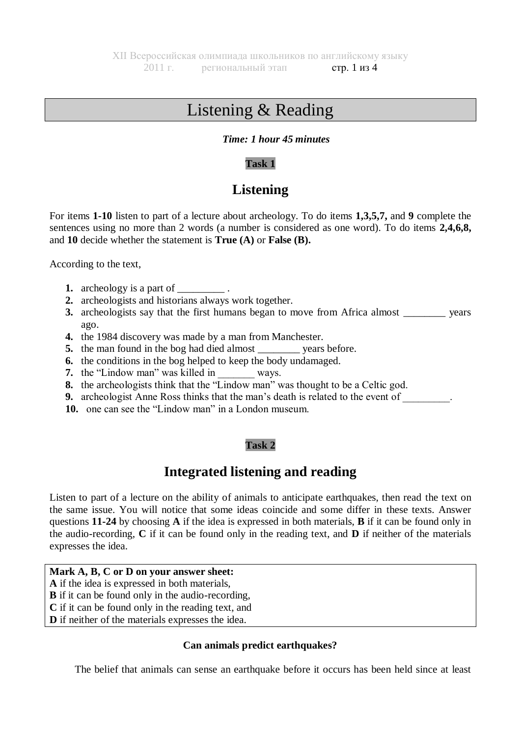# Listening & Reading

***Time: 1 hour 45 minutes***

**Task 1**

## Listening

For items **1-10** listen to part of a lecture about archeology. To do items **1,3,5,7,** and **9** complete the sentences using no more than 2 words (a number is considered as one word). To do items **2,4,6,8,** and **10** decide whether the statement is **True (A)** or **False (B).**

According to the text,

1. archeology is a part of _________ .
2. archeologists and historians always work together.
3. archeologists say that the first humans began to move from Africa almost ________ years ago.
4. the 1984 discovery was made by a man from Manchester.
5. the man found in the bog had died almost ________ years before.
6. the conditions in the bog helped to keep the body undamaged.
7. the "Lindow man" was killed in _______ ways.
8. the archeologists think that the "Lindow man" was thought to be a Celtic god.
9. archeologist Anne Ross thinks that the man's death is related to the event of _________.
10. one can see the "Lindow man" in a London museum.

**Task 2**

## Integrated listening and reading

Listen to part of a lecture on the ability of animals to anticipate earthquakes, then read the text on the same issue. You will notice that some ideas coincide and some differ in these texts. Answer questions **11-24** by choosing **A** if the idea is expressed in both materials, **B** if it can be found only in the audio-recording, **C** if it can be found only in the reading text, and **D** if neither of the materials expresses the idea.

**Mark A, B, C or D on your answer sheet:**
**A** if the idea is expressed in both materials,
**B** if it can be found only in the audio-recording,
**C** if it can be found only in the reading text, and
**D** if neither of the materials expresses the idea.

### Can animals predict earthquakes?

The belief that animals can sense an earthquake before it occurs has been held since at least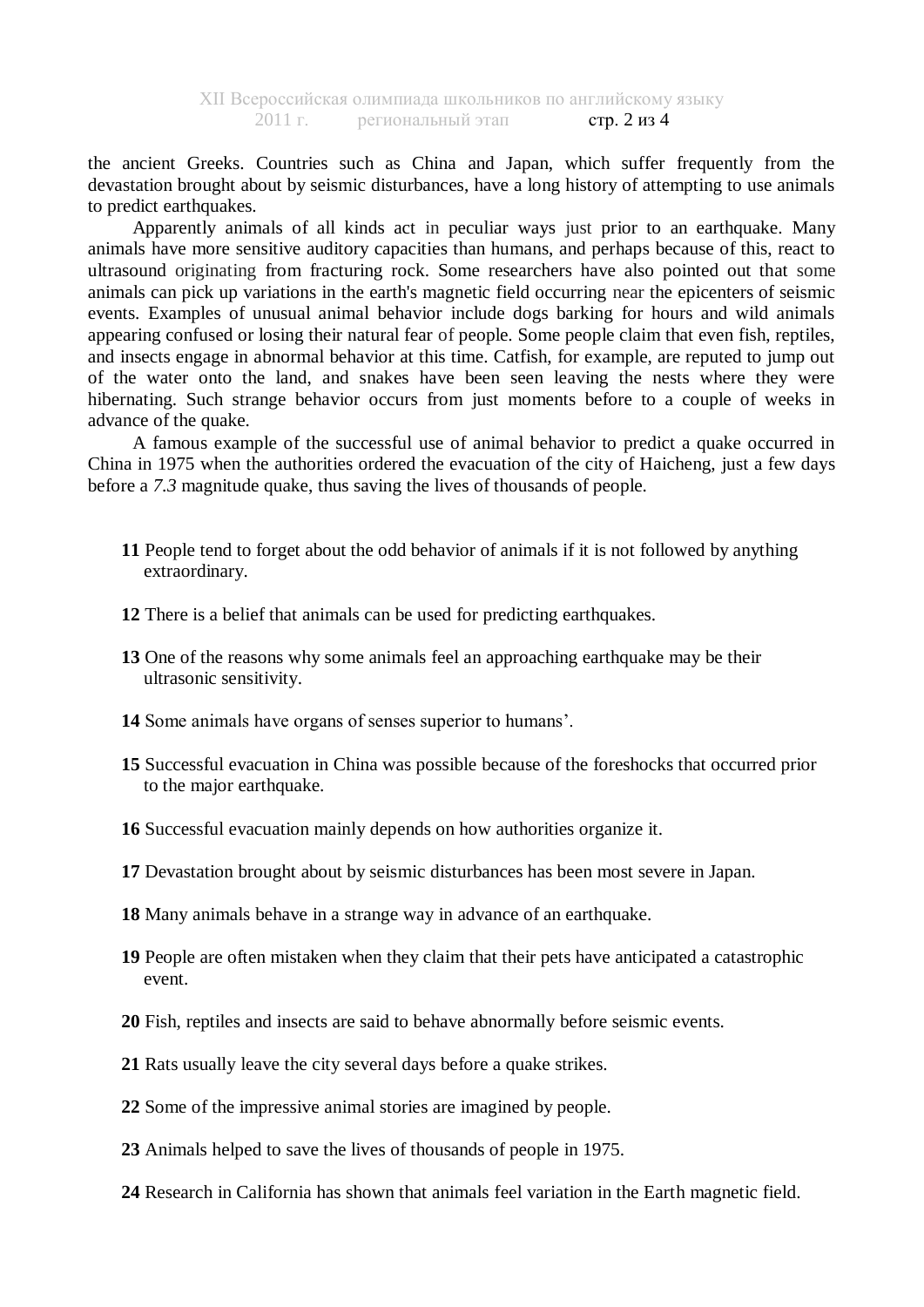the ancient Greeks. Countries such as China and Japan, which suffer frequently from the devastation brought about by seismic disturbances, have a long history of attempting to use animals to predict earthquakes.

Apparently animals of all kinds act in peculiar ways just prior to an earthquake. Many animals have more sensitive auditory capacities than humans, and perhaps because of this, react to ultrasound originating from fracturing rock. Some researchers have also pointed out that some animals can pick up variations in the earth's magnetic field occurring near the epicenters of seismic events. Examples of unusual animal behavior include dogs barking for hours and wild animals appearing confused or losing their natural fear of people. Some people claim that even fish, reptiles, and insects engage in abnormal behavior at this time. Catfish, for example, are reputed to jump out of the water onto the land, and snakes have been seen leaving the nests where they were hibernating. Such strange behavior occurs from just moments before to a couple of weeks in advance of the quake.

A famous example of the successful use of animal behavior to predict a quake occurred in China in 1975 when the authorities ordered the evacuation of the city of Haicheng, just a few days before a *7.3* magnitude quake, thus saving the lives of thousands of people.

**11** People tend to forget about the odd behavior of animals if it is not followed by anything extraordinary.

**12** There is a belief that animals can be used for predicting earthquakes.

**13** One of the reasons why some animals feel an approaching earthquake may be their ultrasonic sensitivity.

**14** Some animals have organs of senses superior to humans'.

**15** Successful evacuation in China was possible because of the foreshocks that occurred prior to the major earthquake.

**16** Successful evacuation mainly depends on how authorities organize it.

**17** Devastation brought about by seismic disturbances has been most severe in Japan.

**18** Many animals behave in a strange way in advance of an earthquake.

**19** People are often mistaken when they claim that their pets have anticipated a catastrophic event.

**20** Fish, reptiles and insects are said to behave abnormally before seismic events.

**21** Rats usually leave the city several days before a quake strikes.

**22** Some of the impressive animal stories are imagined by people.

**23** Animals helped to save the lives of thousands of people in 1975.

**24** Research in California has shown that animals feel variation in the Earth magnetic field.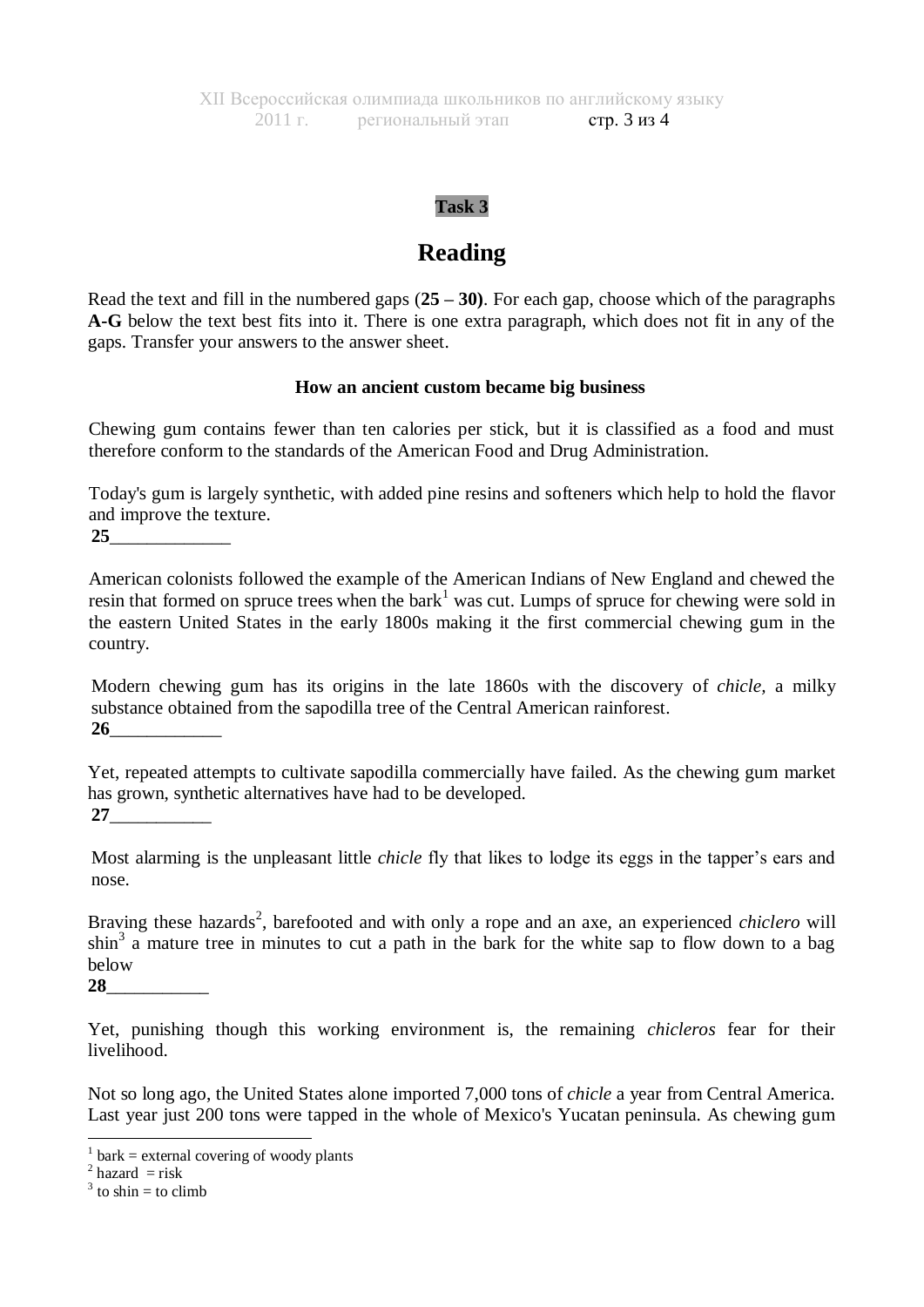**Task 3**

# Reading

Read the text and fill in the numbered gaps (**25 – 30**). For each gap, choose which of the paragraphs **A-G** below the text best fits into it. There is one extra paragraph, which does not fit in any of the gaps. Transfer your answers to the answer sheet.

### How an ancient custom became big business

Chewing gum contains fewer than ten calories per stick, but it is classified as a food and must therefore conform to the standards of the American Food and Drug Administration.

Today's gum is largely synthetic, with added pine resins and softeners which help to hold the flavor and improve the texture.
**25**_____________

American colonists followed the example of the American Indians of New England and chewed the resin that formed on spruce trees when the bark[1] was cut. Lumps of spruce for chewing were sold in the eastern United States in the early 1800s making it the first commercial chewing gum in the country.

Modern chewing gum has its origins in the late 1860s with the discovery of *chicle,* a milky substance obtained from the sapodilla tree of the Central American rainforest.
**26**____________

Yet, repeated attempts to cultivate sapodilla commercially have failed. As the chewing gum market has grown, synthetic alternatives have had to be developed.
**27**___________

Most alarming is the unpleasant little *chicle* fly that likes to lodge its eggs in the tapper's ears and nose.

Braving these hazards[2], barefooted and with only a rope and an axe, an experienced *chiclero* will shin[3] a mature tree in minutes to cut a path in the bark for the white sap to flow down to a bag below
**28**___________

Yet, punishing though this working environment is, the remaining *chicleros* fear for their livelihood.

Not so long ago, the United States alone imported 7,000 tons of *chicle* a year from Central America. Last year just 200 tons were tapped in the whole of Mexico's Yucatan peninsula. As chewing gum

---

[1] bark = external covering of woody plants
[2] hazard = risk
[3] to shin = to climb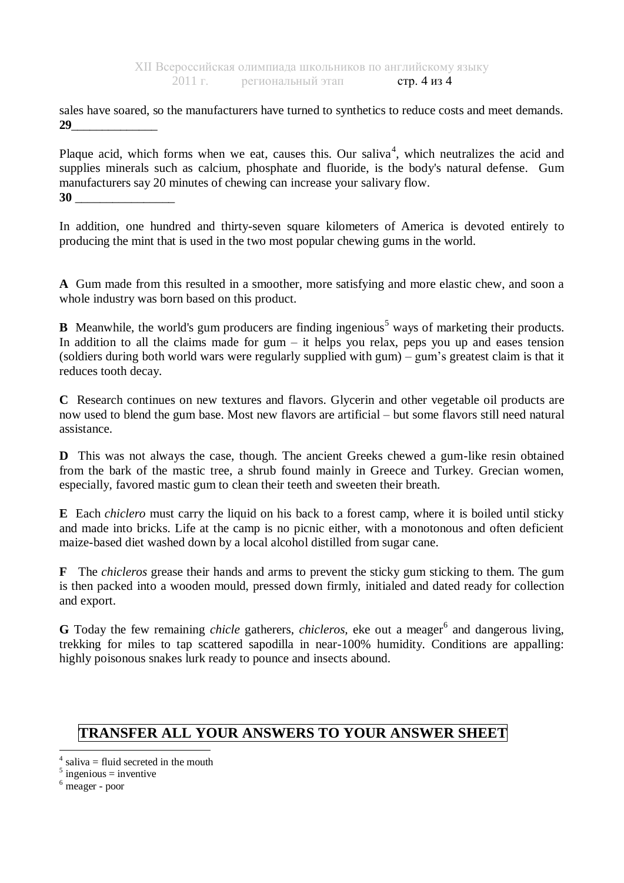sales have soared, so the manufacturers have turned to synthetics to reduce costs and meet demands.
**29**______________

Plaque acid, which forms when we eat, causes this. Our saliva[4], which neutralizes the acid and supplies minerals such as calcium, phosphate and fluoride, is the body's natural defense. Gum manufacturers say 20 minutes of chewing can increase your salivary flow.
**30** ________________

In addition, one hundred and thirty-seven square kilometers of America is devoted entirely to producing the mint that is used in the two most popular chewing gums in the world.

**A** Gum made from this resulted in a smoother, more satisfying and more elastic chew, and soon a whole industry was born based on this product.

**B** Meanwhile, the world's gum producers are finding ingenious[5] ways of marketing their products. In addition to all the claims made for gum – it helps you relax, peps you up and eases tension (soldiers during both world wars were regularly supplied with gum) – gum's greatest claim is that it reduces tooth decay.

**C** Research continues on new textures and flavors. Glycerin and other vegetable oil products are now used to blend the gum base. Most new flavors are artificial – but some flavors still need natural assistance.

**D** This was not always the case, though. The ancient Greeks chewed a gum-like resin obtained from the bark of the mastic tree, a shrub found mainly in Greece and Turkey. Grecian women, especially, favored mastic gum to clean their teeth and sweeten their breath.

**E** Each *chiclero* must carry the liquid on his back to a forest camp, where it is boiled until sticky and made into bricks. Life at the camp is no picnic either, with a monotonous and often deficient maize-based diet washed down by a local alcohol distilled from sugar cane.

**F** The *chicleros* grease their hands and arms to prevent the sticky gum sticking to them. The gum is then packed into a wooden mould, pressed down firmly, initialed and dated ready for collection and export.

**G** Today the few remaining *chicle* gatherers, *chicleros*, eke out a meager[6] and dangerous living, trekking for miles to tap scattered sapodilla in near-100% humidity. Conditions are appalling: highly poisonous snakes lurk ready to pounce and insects abound.

**TRANSFER ALL YOUR ANSWERS TO YOUR ANSWER SHEET**

---

[4] saliva = fluid secreted in the mouth
[5] ingenious = inventive
[6] meager - poor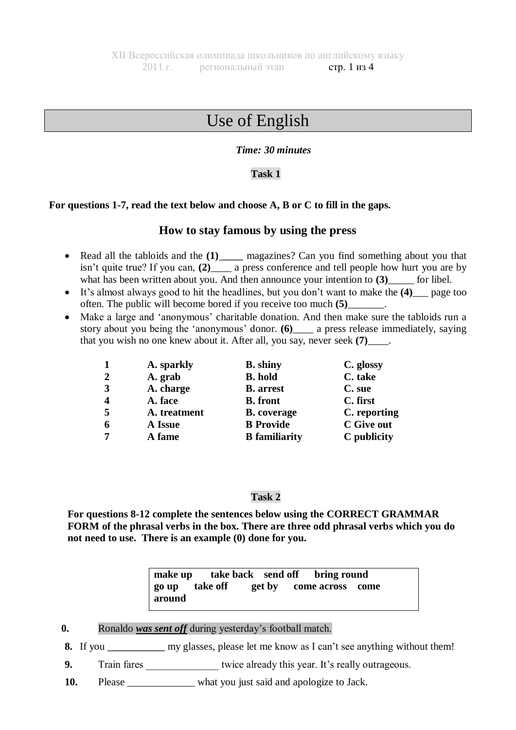# Use of English

***Time: 30 minutes***

**Task 1**

**For questions 1-7, read the text below and choose A, B or C to fill in the gaps.**

## How to stay famous by using the press

- Read all the tabloids and the **(1)_____** magazines? Can you find something about you that isn't quite true? If you can, **(2)____** a press conference and tell people how hurt you are by what has been written about you. And then announce your intention to **(3)_____** for libel.
- It's almost always good to hit the headlines, but you don't want to make the **(4)___** page too often. The public will become bored if you receive too much **(5)_______**.
- Make a large and 'anonymous' charitable donation. And then make sure the tabloids run a story about you being the 'anonymous' donor. **(6)____** a press release immediately, saying that you wish no one knew about it. After all, you say, never seek **(7)____**.

| | | | |
|---|---|---|---|
| **1** | **A. sparkly** | **B. shiny** | **C. glossy** |
| **2** | **A. grab** | **B. hold** | **C. take** |
| **3** | **A. charge** | **B. arrest** | **C. sue** |
| **4** | **A. face** | **B. front** | **C. first** |
| **5** | **A. treatment** | **B. coverage** | **C. reporting** |
| **6** | **A Issue** | **B Provide** | **C Give out** |
| **7** | **A fame** | **B familiarity** | **C publicity** |

**Task 2**

**For questions 8-12 complete the sentences below using the CORRECT GRAMMAR FORM of the phrasal verbs in the box. There are three odd phrasal verbs which you do not need to use. There is an example (0) done for you.**

| |
|---|
| **make up take back send off bring round go up take off get by come across come around** |

**0.** Ronaldo ***was sent off*** during yesterday's football match.

**8.** If you ___________ my glasses, please let me know as I can't see anything without them!

**9.** Train fares ______________ twice already this year. It's really outrageous.

**10.** Please _____________ what you just said and apologize to Jack.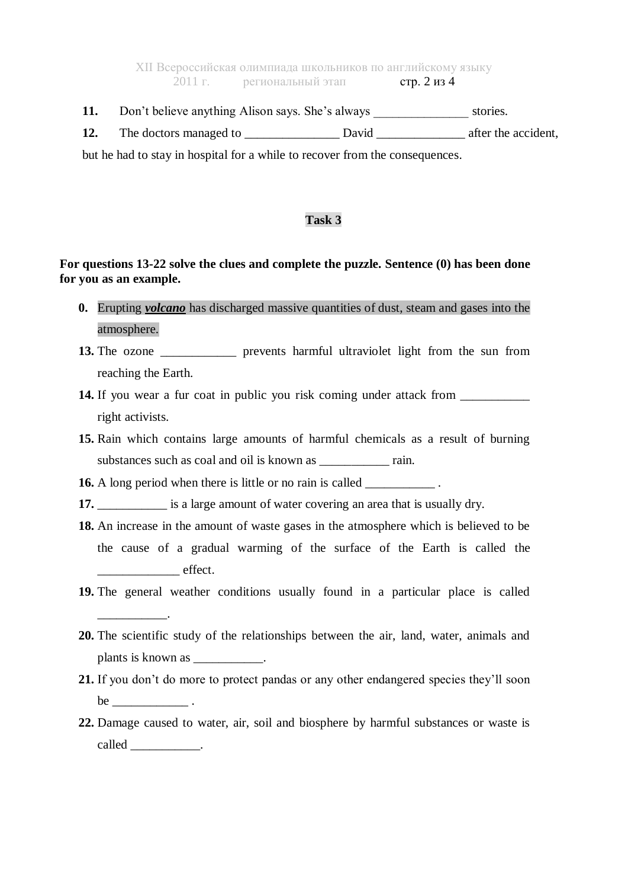11. Don't believe anything Alison says. She's always _______________ stories.

12. The doctors managed to _______________ David ______________ after the accident, but he had to stay in hospital for a while to recover from the consequences.

## **Task 3**

**For questions 13-22 solve the clues and complete the puzzle. Sentence (0) has been done for you as an example.**

**0.** Erupting ***volcano*** has discharged massive quantities of dust, steam and gases into the atmosphere.

**13.** The ozone ____________ prevents harmful ultraviolet light from the sun from reaching the Earth.

**14.** If you wear a fur coat in public you risk coming under attack from ___________ right activists.

**15.** Rain which contains large amounts of harmful chemicals as a result of burning substances such as coal and oil is known as ___________ rain.

**16.** A long period when there is little or no rain is called ___________ .

**17.** ___________ is a large amount of water covering an area that is usually dry.

**18.** An increase in the amount of waste gases in the atmosphere which is believed to be the cause of a gradual warming of the surface of the Earth is called the _____________ effect.

**19.** The general weather conditions usually found in a particular place is called ___________.

**20.** The scientific study of the relationships between the air, land, water, animals and plants is known as ___________.

**21.** If you don't do more to protect pandas or any other endangered species they'll soon be ____________ .

**22.** Damage caused to water, air, soil and biosphere by harmful substances or waste is called ___________.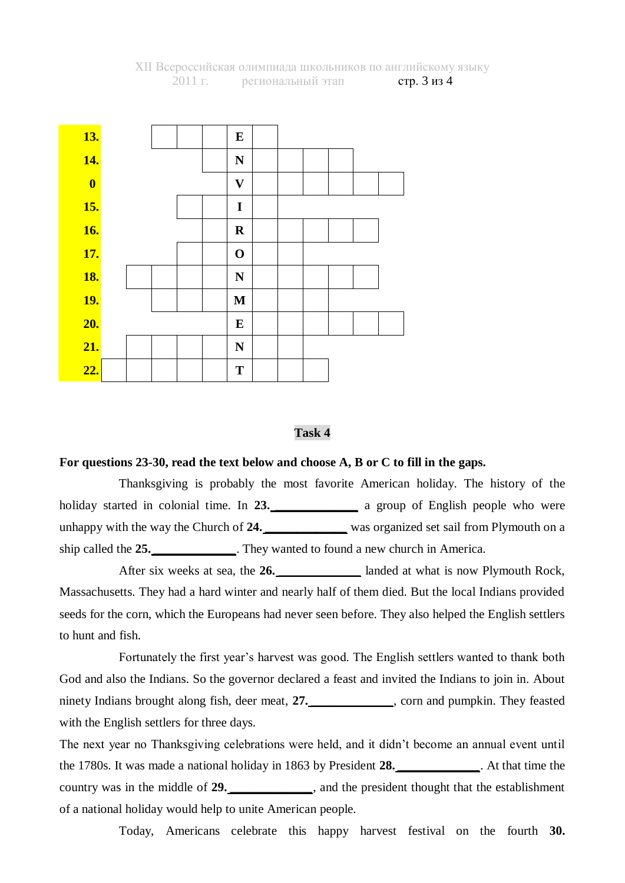| | | | | | | | | | | | | |
|---|---|---|---|---|---|---|---|---|---|---|---|---|
| **13.** | | | | | **E** | | | | | | | |
| **14.** | | | | | **N** | | | | | | | |
| **0** | | | | | **V** | | | | | | | |
| **15.** | | | | | **I** | | | | | | | |
| **16.** | | | | | **R** | | | | | | | |
| **17.** | | | | | **O** | | | | | | | |
| **18.** | | | | | **N** | | | | | | | |
| **19.** | | | | | **M** | | | | | | | |
| **20.** | | | | | **E** | | | | | | | |
| **21.** | | | | | **N** | | | | | | | |
| **22.** | | | | | **T** | | | | | | | |

## Task 4

**For questions 23-30, read the text below and choose A, B or C to fill in the gaps.**

Thanksgiving is probably the most favorite American holiday. The history of the holiday started in colonial time. In **23.**\_\_\_\_\_\_\_\_\_\_\_\_\_ a group of English people who were unhappy with the way the Church of **24.**\_\_\_\_\_\_\_\_\_\_\_\_\_ was organized set sail from Plymouth on a ship called the **25.**\_\_\_\_\_\_\_\_\_\_\_\_\_. They wanted to found a new church in America.

After six weeks at sea, the **26.**\_\_\_\_\_\_\_\_\_\_\_\_\_ landed at what is now Plymouth Rock, Massachusetts. They had a hard winter and nearly half of them died. But the local Indians provided seeds for the corn, which the Europeans had never seen before. They also helped the English settlers to hunt and fish.

Fortunately the first year's harvest was good. The English settlers wanted to thank both God and also the Indians. So the governor declared a feast and invited the Indians to join in. About ninety Indians brought along fish, deer meat, **27.**\_\_\_\_\_\_\_\_\_\_\_\_\_, corn and pumpkin. They feasted with the English settlers for three days.

The next year no Thanksgiving celebrations were held, and it didn't become an annual event until the 1780s. It was made a national holiday in 1863 by President **28.**\_\_\_\_\_\_\_\_\_\_\_\_\_. At that time the country was in the middle of **29.**\_\_\_\_\_\_\_\_\_\_\_\_\_, and the president thought that the establishment of a national holiday would help to unite American people.

Today, Americans celebrate this happy harvest festival on the fourth **30.**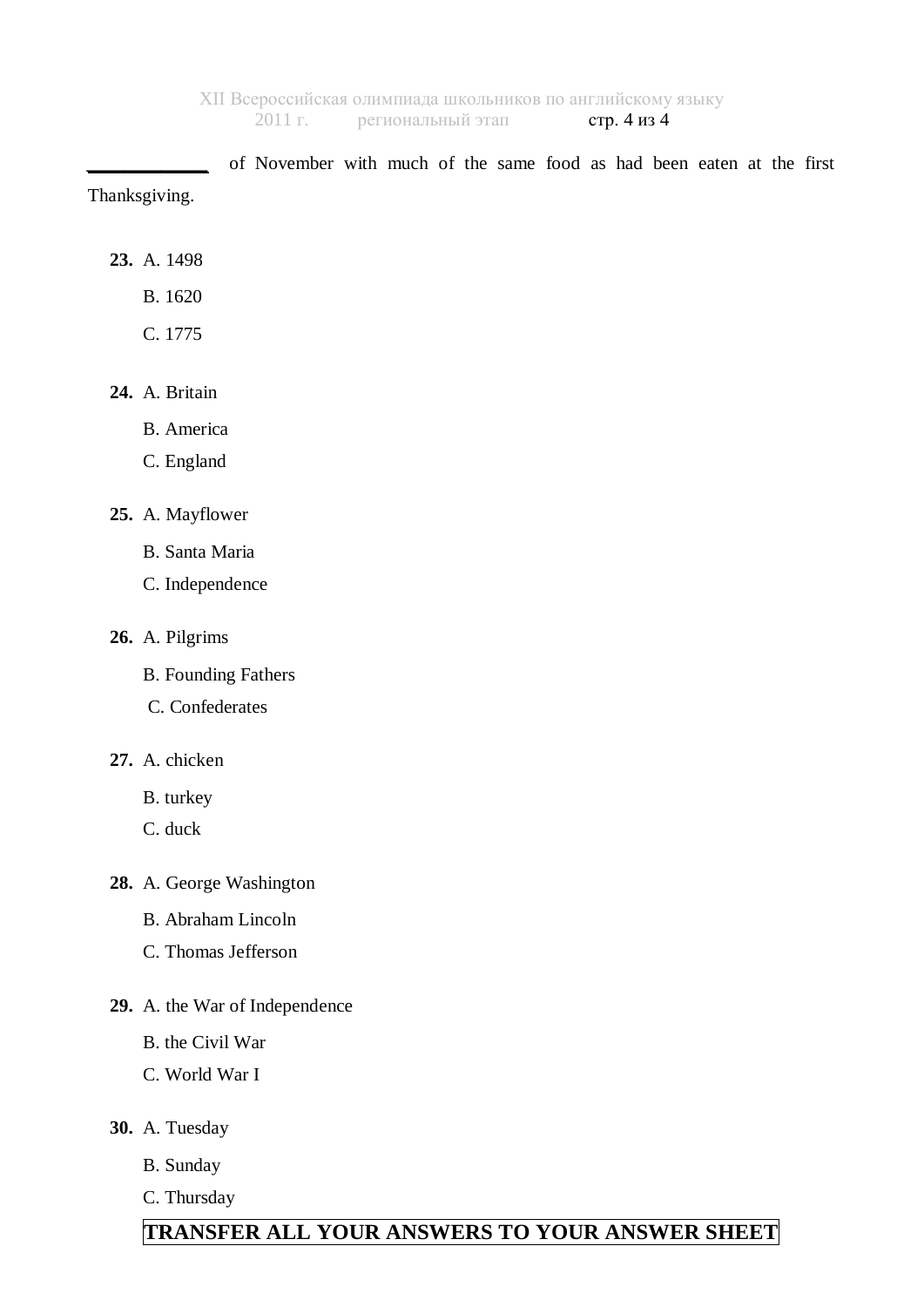_____________ of November with much of the same food as had been eaten at the first Thanksgiving.

**23.** A. 1498

B. 1620

C. 1775

**24.** A. Britain

B. America

C. England

**25.** A. Mayflower

B. Santa Maria

C. Independence

**26.** A. Pilgrims

B. Founding Fathers

C. Confederates

**27.** A. chicken

B. turkey

C. duck

**28.** A. George Washington

B. Abraham Lincoln

C. Thomas Jefferson

**29.** A. the War of Independence

B. the Civil War

C. World War I

**30.** A. Tuesday

B. Sunday

C. Thursday

**TRANSFER ALL YOUR ANSWERS TO YOUR ANSWER SHEET**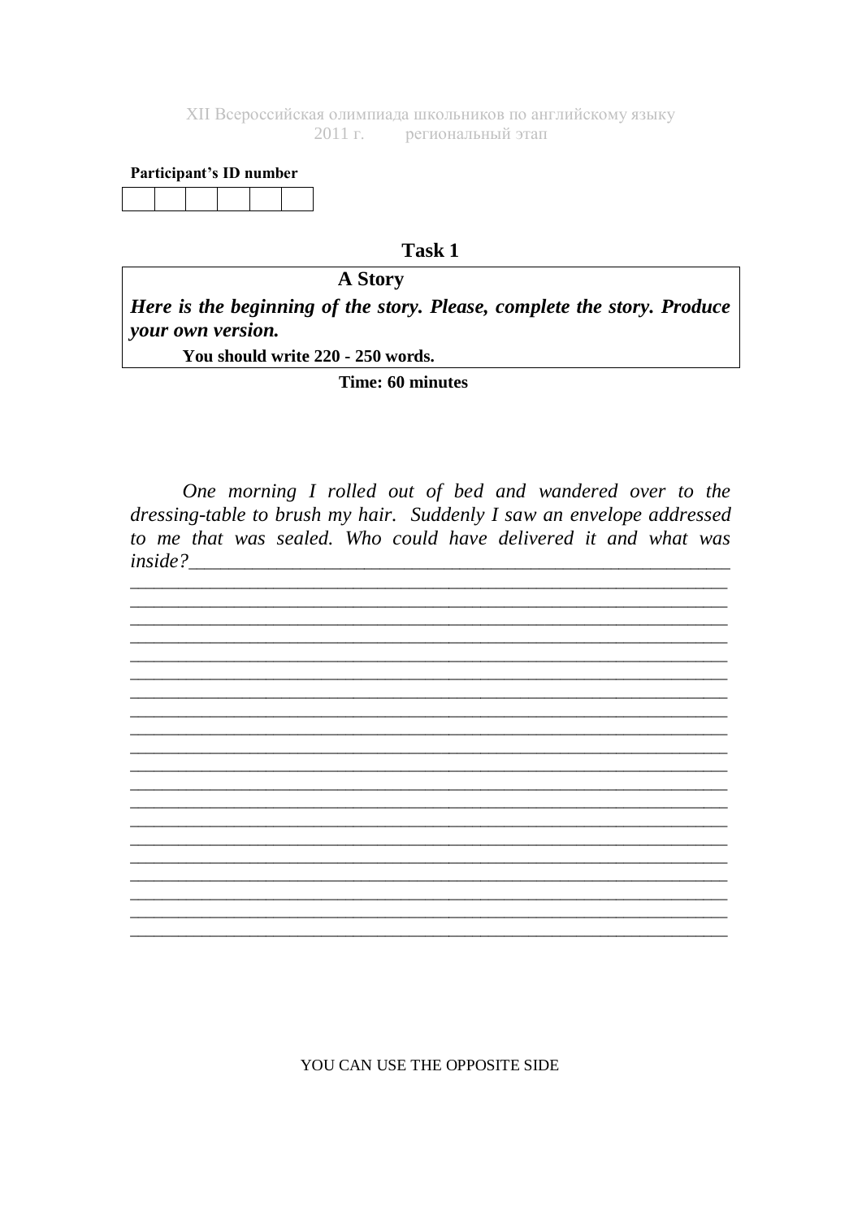XII Всероссийская олимпиада школьников по английскому языку
2011 г. региональный этап

**Participant's ID number**

| | | | | | |
|---|---|---|---|---|---|
| | | | | | |

## Task 1

### A Story

***Here is the beginning of the story. Please, complete the story. Produce your own version.***

**You should write 220 - 250 words.**

**Time: 60 minutes**

*One morning I rolled out of bed and wandered over to the dressing-table to brush my hair. Suddenly I saw an envelope addressed to me that was sealed. Who could have delivered it and what was inside?*_______________________________________________________

_______________________________________________________________
_______________________________________________________________
_______________________________________________________________
_______________________________________________________________
_______________________________________________________________
_______________________________________________________________
_______________________________________________________________
_______________________________________________________________
_______________________________________________________________
_______________________________________________________________
_______________________________________________________________
_______________________________________________________________
_______________________________________________________________
_______________________________________________________________
_______________________________________________________________
_______________________________________________________________
_______________________________________________________________
_______________________________________________________________
_______________________________________________________________
_______________________________________________________________

YOU CAN USE THE OPPOSITE SIDE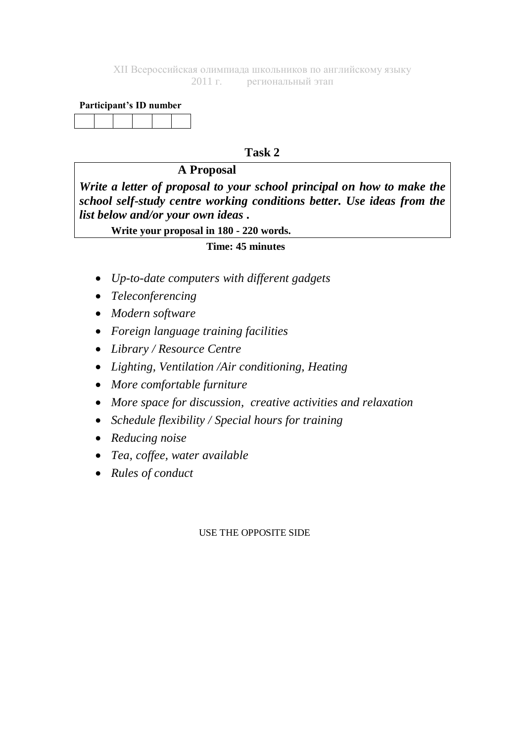**Participant's ID number**

| | | | | | |
|---|---|---|---|---|---|
| | | | | | |

## Task 2

### A Proposal

***Write a letter of proposal to your school principal on how to make the school self-study centre working conditions better. Use ideas from the list below and/or your own ideas .***

**Write your proposal in 180 - 220 words.**

**Time: 45 minutes**

- *Up-to-date computers with different gadgets*
- *Teleconferencing*
- *Modern software*
- *Foreign language training facilities*
- *Library / Resource Centre*
- *Lighting, Ventilation /Air conditioning, Heating*
- *More comfortable furniture*
- *More space for discussion, creative activities and relaxation*
- *Schedule flexibility / Special hours for training*
- *Reducing noise*
- *Tea, coffee, water available*
- *Rules of conduct*

USE THE OPPOSITE SIDE